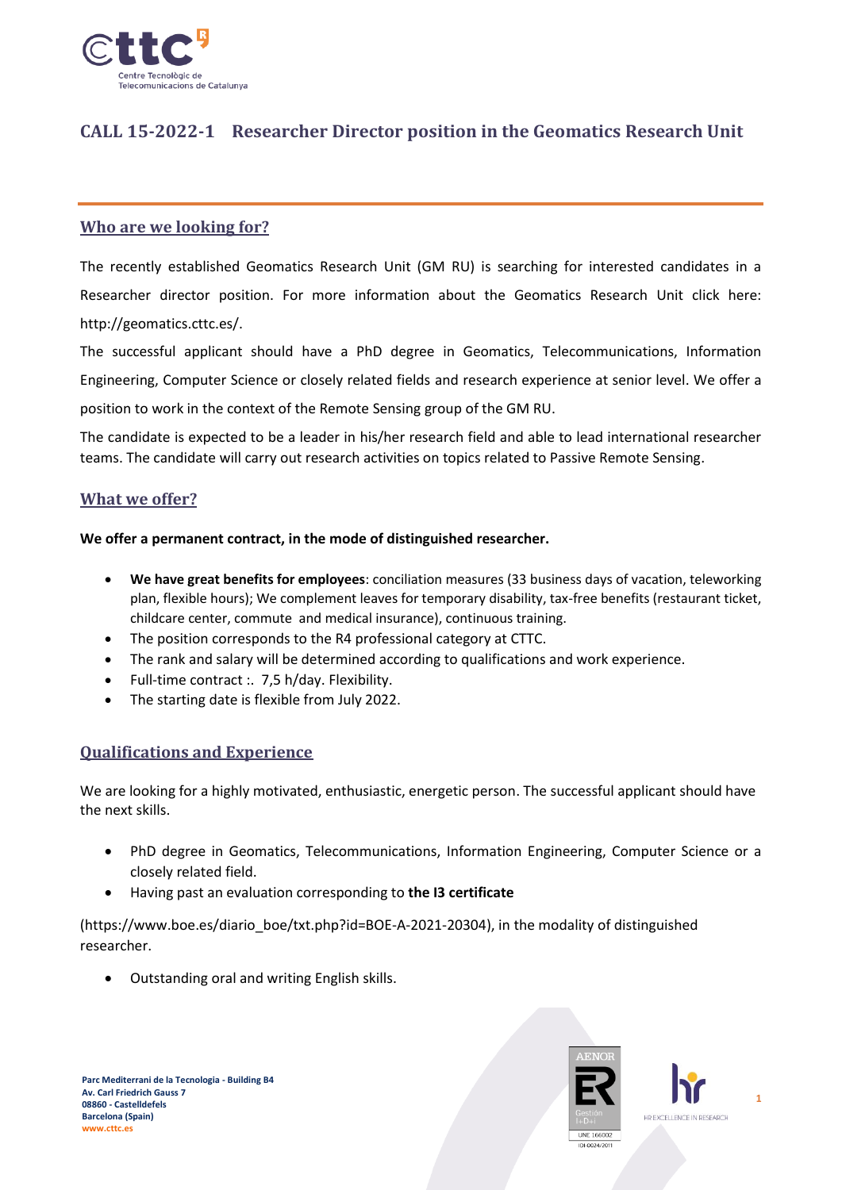# CALL 15-2022-1 Researcher Director position in the Geomatics Research Unit

## Who are we looking for?

The recently established Geomatics Research Unit (GM RU) is searching for interested candidates in a Researcher director position. For more information about the Geomatics Research Unit click here: http://geomatics.cttc.es/.

The successful applicant should have a PhD degree in Geomatics, Telecommunications, Information Engineering, Computer Science or closely related fields and research experience at senior level. We offer a position to work in the context of the Remote Sensing group of the GM RU.

The candidate is expected to be a leader in his/her research field and able to lead international researcher teams. The candidate will carry out research activities on topics related to Passive Remote Sensing.

## What we offer?

**We offer a permanent contract, in the mode of distinguished researcher.**

- **We have great benefits for employees**: conciliation measures (33 business days of vacation, teleworking plan, flexible hours); We complement leaves for temporary disability, tax-free benefits (restaurant ticket, childcare center, commute and medical insurance), continuous training.
- The position corresponds to the R4 professional category at CTTC.
- The rank and salary will be determined according to qualifications and work experience.
- Full-time contract :. 7,5 h/day. Flexibility.
- The starting date is flexible from July 2022.

## Qualifications and Experience

We are looking for a highly motivated, enthusiastic, energetic person. The successful applicant should have the next skills.

- PhD degree in Geomatics, Telecommunications, Information Engineering, Computer Science or a closely related field.
- Having past an evaluation corresponding to **the I3 certificate**

(https://www.boe.es/diario_boe/txt.php?id=BOE-A-2021-20304), in the modality of distinguished researcher.

- Outstanding oral and writing English skills.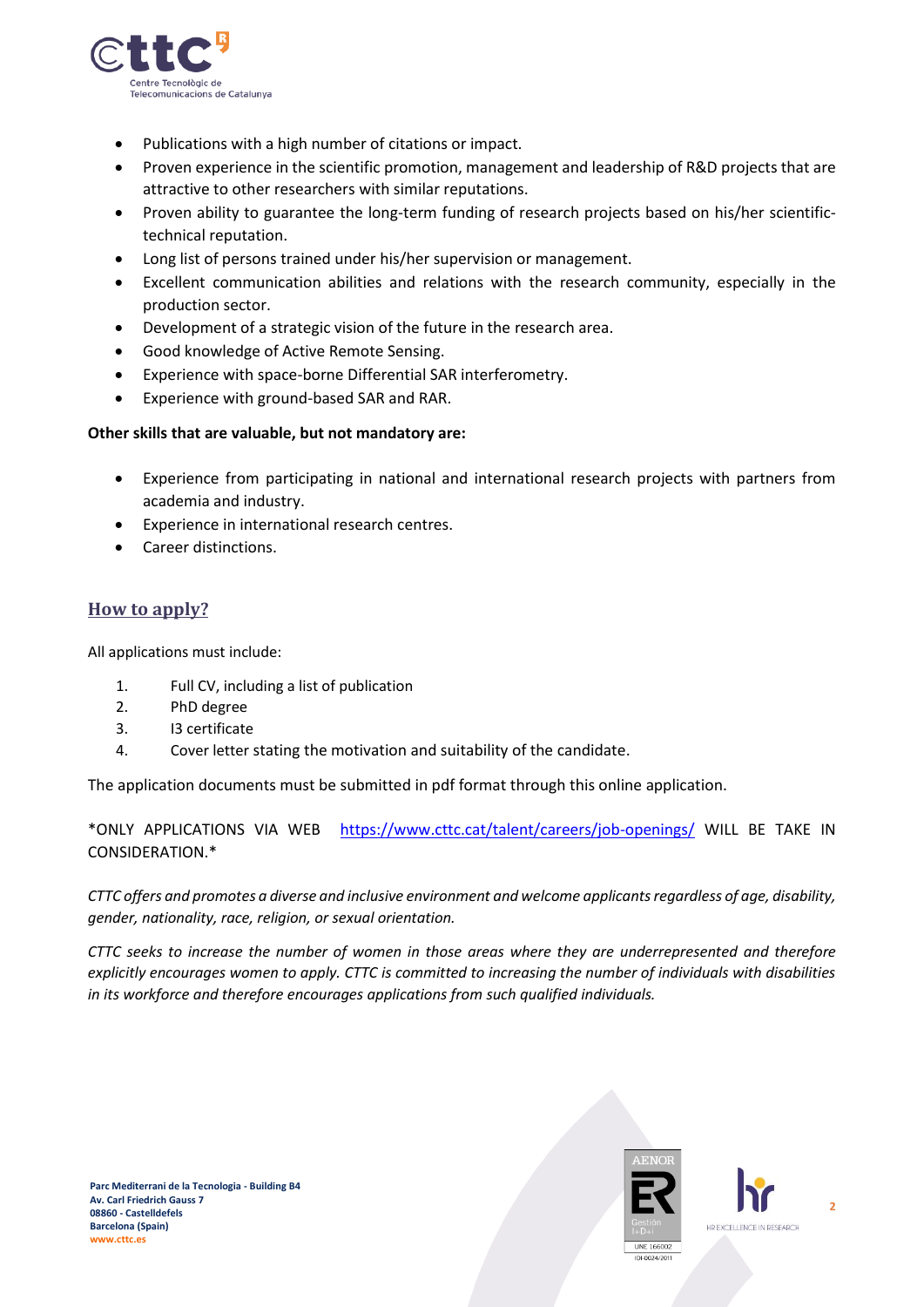- Publications with a high number of citations or impact.
- Proven experience in the scientific promotion, management and leadership of R&D projects that are attractive to other researchers with similar reputations.
- Proven ability to guarantee the long-term funding of research projects based on his/her scientific-technical reputation.
- Long list of persons trained under his/her supervision or management.
- Excellent communication abilities and relations with the research community, especially in the production sector.
- Development of a strategic vision of the future in the research area.
- Good knowledge of Active Remote Sensing.
- Experience with space-borne Differential SAR interferometry.
- Experience with ground-based SAR and RAR.

**Other skills that are valuable, but not mandatory are:**

- Experience from participating in national and international research projects with partners from academia and industry.
- Experience in international research centres.
- Career distinctions.

## How to apply?

All applications must include:

1. Full CV, including a list of publication
2. PhD degree
3. I3 certificate
4. Cover letter stating the motivation and suitability of the candidate.

The application documents must be submitted in pdf format through this online application.

*ONLY APPLICATIONS VIA WEB https://www.cttc.cat/talent/careers/job-openings/ WILL BE TAKE IN CONSIDERATION.*

*CTTC offers and promotes a diverse and inclusive environment and welcome applicants regardless of age, disability, gender, nationality, race, religion, or sexual orientation.*

*CTTC seeks to increase the number of women in those areas where they are underrepresented and therefore explicitly encourages women to apply. CTTC is committed to increasing the number of individuals with disabilities in its workforce and therefore encourages applications from such qualified individuals.*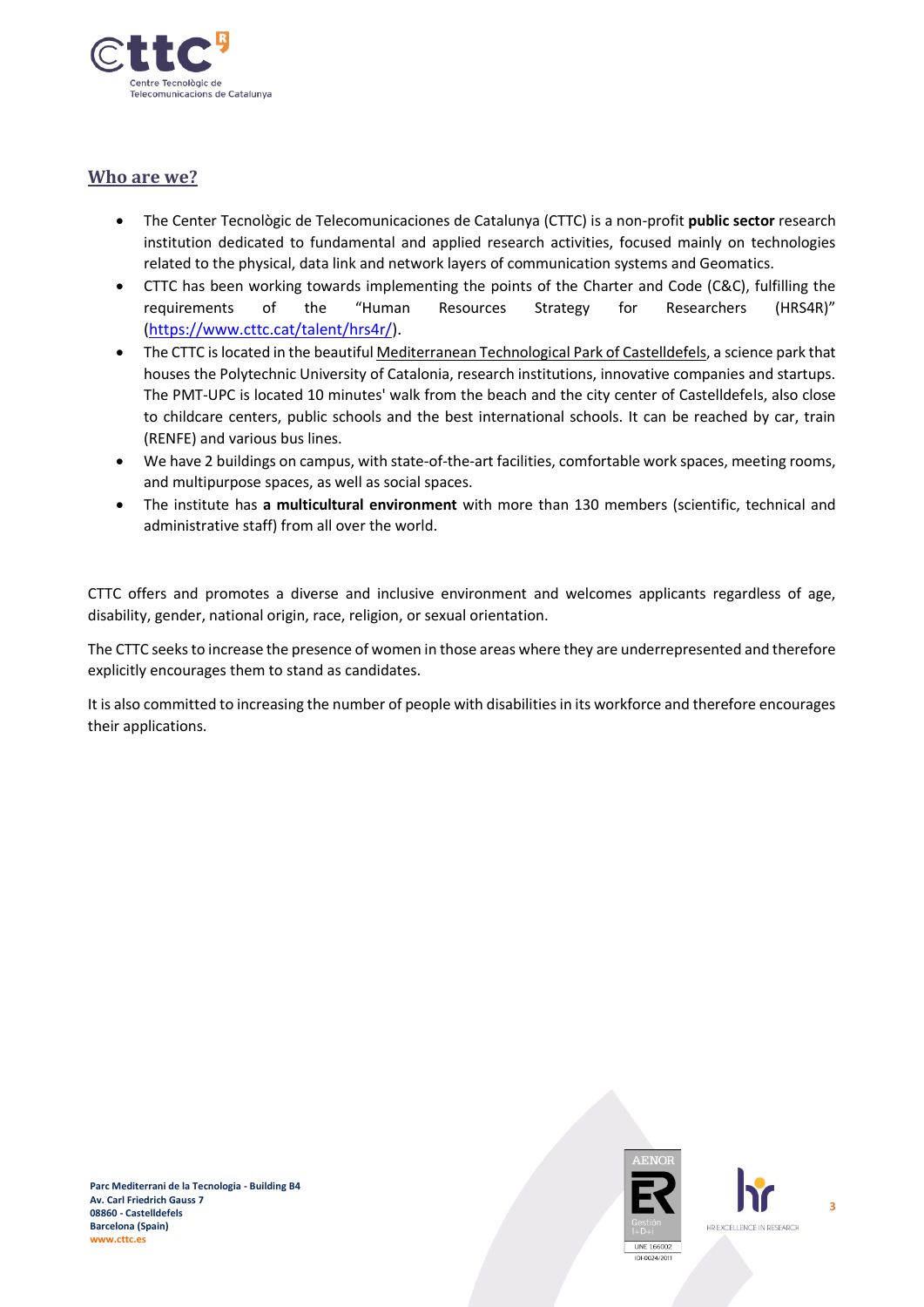## Who are we?

- The Center Tecnològic de Telecomunicaciones de Catalunya (CTTC) is a non-profit **public sector** research institution dedicated to fundamental and applied research activities, focused mainly on technologies related to the physical, data link and network layers of communication systems and Geomatics.
- CTTC has been working towards implementing the points of the Charter and Code (C&C), fulfilling the requirements of the "Human Resources Strategy for Researchers (HRS4R)" (https://www.cttc.cat/talent/hrs4r/).
- The CTTC is located in the beautiful Mediterranean Technological Park of Castelldefels, a science park that houses the Polytechnic University of Catalonia, research institutions, innovative companies and startups. The PMT-UPC is located 10 minutes' walk from the beach and the city center of Castelldefels, also close to childcare centers, public schools and the best international schools. It can be reached by car, train (RENFE) and various bus lines.
- We have 2 buildings on campus, with state-of-the-art facilities, comfortable work spaces, meeting rooms, and multipurpose spaces, as well as social spaces.
- The institute has **a multicultural environment** with more than 130 members (scientific, technical and administrative staff) from all over the world.

CTTC offers and promotes a diverse and inclusive environment and welcomes applicants regardless of age, disability, gender, national origin, race, religion, or sexual orientation.

The CTTC seeks to increase the presence of women in those areas where they are underrepresented and therefore explicitly encourages them to stand as candidates.

It is also committed to increasing the number of people with disabilities in its workforce and therefore encourages their applications.